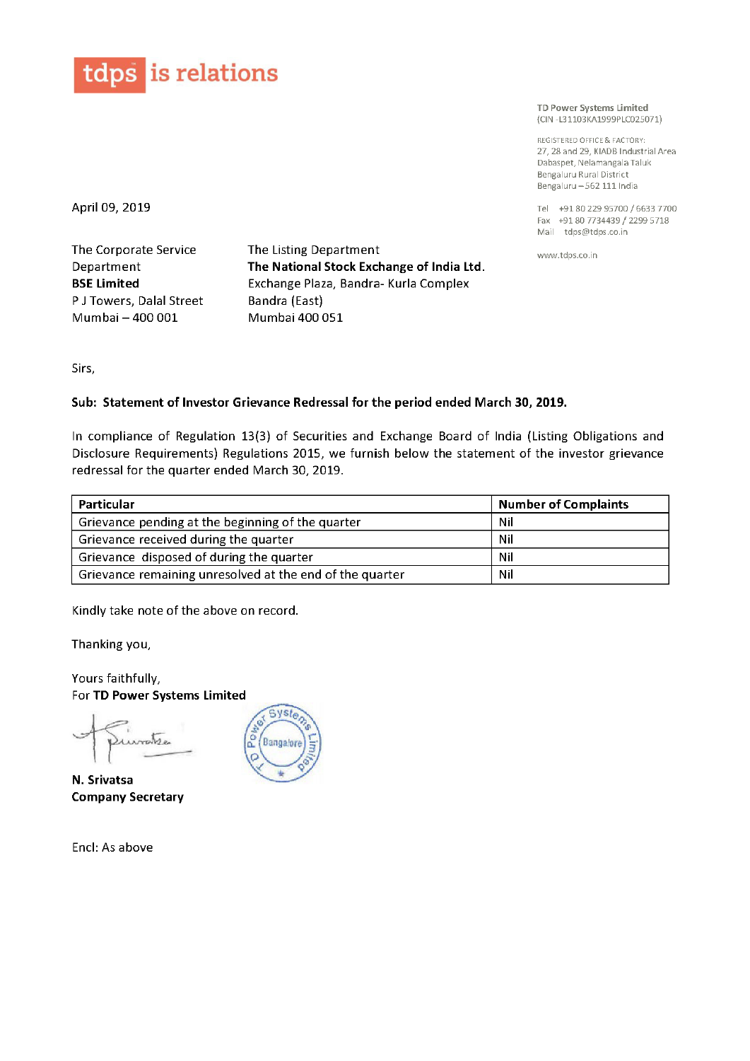tdps is relations

TD Power Systems Limited
(CIN -L31103KA1999PLC025071)

REGISTERED OFFICE & FACTORY:
27, 28 and 29, KIADB Industrial Area
Dabaspet, Nelamangala Taluk
Bengaluru Rural District
Bengaluru – 562 111 India

Tel +91 80 229 95700 / 6633 7700
Fax +91 80 7734439 / 2299 5718
Mail tdps@tdps.co.in

www.tdps.co.in

April 09, 2019

The Corporate Service Department
**BSE Limited**
P J Towers, Dalal Street
Mumbai – 400 001

The Listing Department
**The National Stock Exchange of India Ltd.**
Exchange Plaza, Bandra- Kurla Complex
Bandra (East)
Mumbai 400 051

Sirs,

**Sub: Statement of Investor Grievance Redressal for the period ended March 30, 2019.**

In compliance of Regulation 13(3) of Securities and Exchange Board of India (Listing Obligations and Disclosure Requirements) Regulations 2015, we furnish below the statement of the investor grievance redressal for the quarter ended March 30, 2019.

| Particular | Number of Complaints |
|---|---|
| Grievance pending at the beginning of the quarter | Nil |
| Grievance received during the quarter | Nil |
| Grievance disposed of during the quarter | Nil |
| Grievance remaining unresolved at the end of the quarter | Nil |

Kindly take note of the above on record.

Thanking you,

Yours faithfully,
For **TD Power Systems Limited**

**N. Srivatsa**
**Company Secretary**

Encl: As above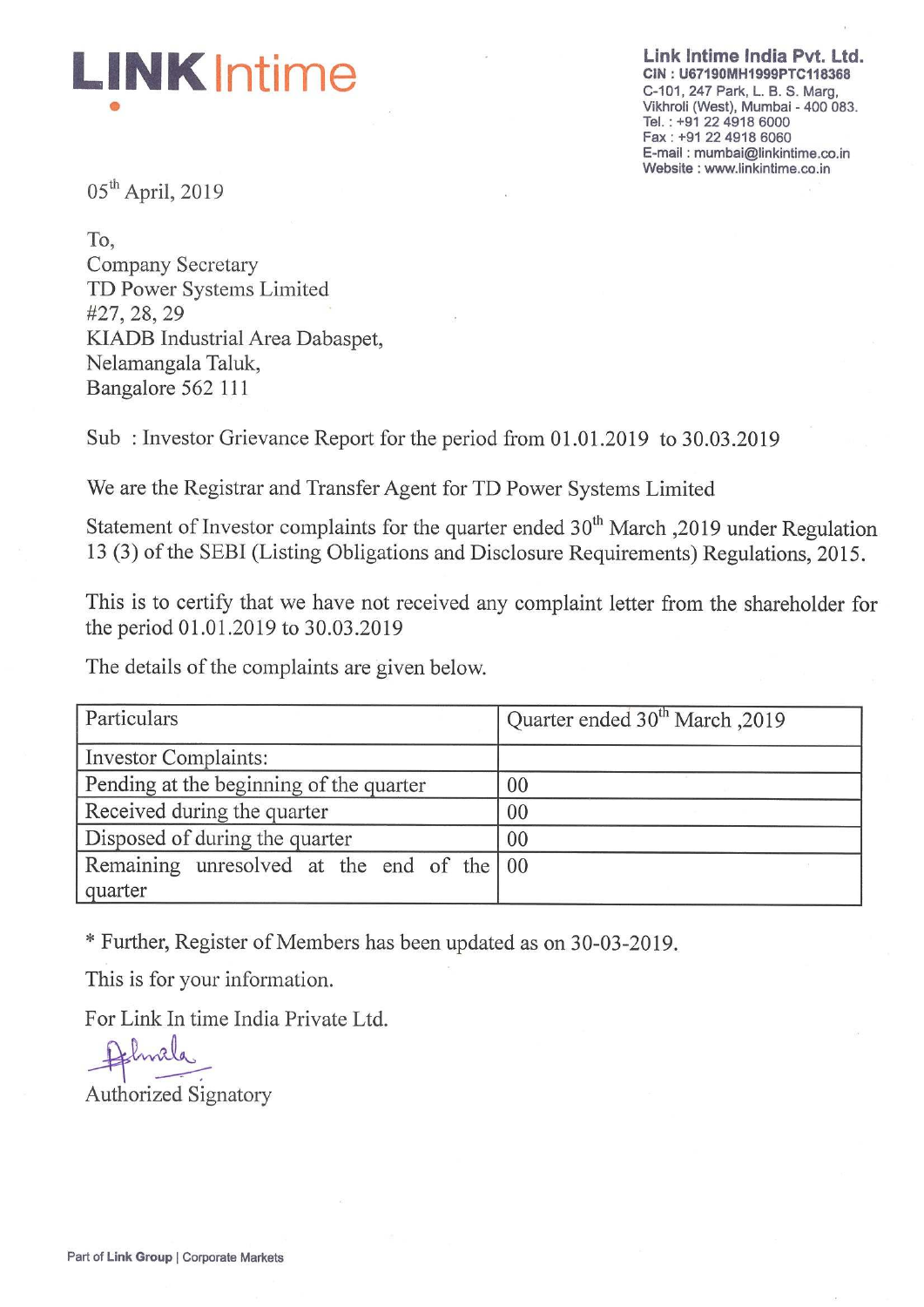**LINK Intime**

**Link Intime India Pvt. Ltd.**
**CIN : U67190MH1999PTC118368**
C-101, 247 Park, L. B. S. Marg,
Vikhroli (West), Mumbai - 400 083.
Tel. : +91 22 4918 6000
Fax : +91 22 4918 6060
E-mail : mumbai@linkintime.co.in
Website : www.linkintime.co.in

05th April, 2019

To,
Company Secretary
TD Power Systems Limited
#27, 28, 29
KIADB Industrial Area Dabaspet,
Nelamangala Taluk,
Bangalore 562 111

Sub : Investor Grievance Report for the period from 01.01.2019 to 30.03.2019

We are the Registrar and Transfer Agent for TD Power Systems Limited

Statement of Investor complaints for the quarter ended 30th March ,2019 under Regulation 13 (3) of the SEBI (Listing Obligations and Disclosure Requirements) Regulations, 2015.

This is to certify that we have not received any complaint letter from the shareholder for the period 01.01.2019 to 30.03.2019

The details of the complaints are given below.

| Particulars | Quarter ended 30th March ,2019 |
|---|---|
| Investor Complaints: | |
| Pending at the beginning of the quarter | 00 |
| Received during the quarter | 00 |
| Disposed of during the quarter | 00 |
| Remaining unresolved at the end of the quarter | 00 |

* Further, Register of Members has been updated as on 30-03-2019.

This is for your information.

For Link In time India Private Ltd.

Authorized Signatory

Part of **Link Group** | Corporate Markets